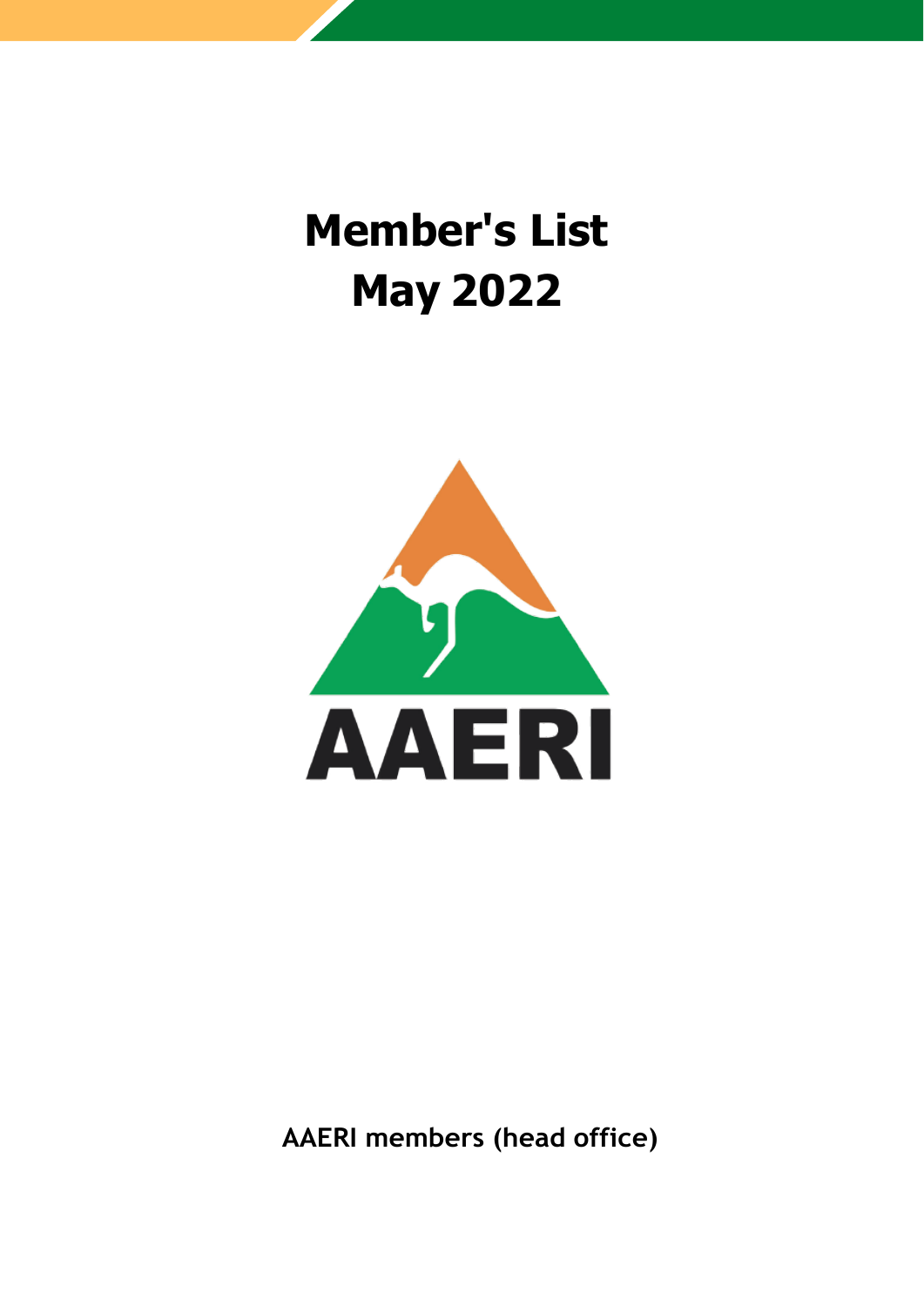# Member's List
# May 2022

AAERI

**AAERI members (head office)**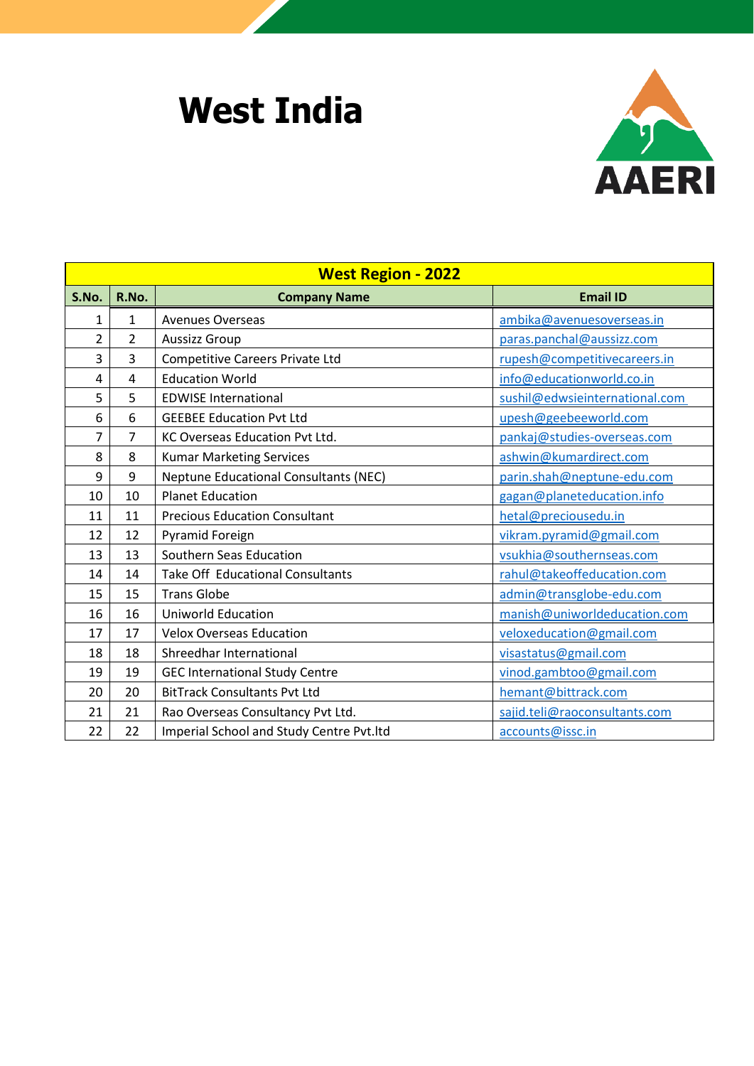# West India

AAERI

| West Region - 2022 | | | |
|---|---|---|---|
| **S.No.** | **R.No.** | **Company Name** | **Email ID** |
| 1 | 1 | Avenues Overseas | ambika@avenuesoverseas.in |
| 2 | 2 | Aussizz Group | paras.panchal@aussizz.com |
| 3 | 3 | Competitive Careers Private Ltd | rupesh@competitivecareers.in |
| 4 | 4 | Education World | info@educationworld.co.in |
| 5 | 5 | EDWISE International | sushil@edwsieinternational.com |
| 6 | 6 | GEEBEE Education Pvt Ltd | upesh@geebeeworld.com |
| 7 | 7 | KC Overseas Education Pvt Ltd. | pankaj@studies-overseas.com |
| 8 | 8 | Kumar Marketing Services | ashwin@kumardirect.com |
| 9 | 9 | Neptune Educational Consultants (NEC) | parin.shah@neptune-edu.com |
| 10 | 10 | Planet Education | gagan@planeteducation.info |
| 11 | 11 | Precious Education Consultant | hetal@preciousedu.in |
| 12 | 12 | Pyramid Foreign | vikram.pyramid@gmail.com |
| 13 | 13 | Southern Seas Education | vsukhia@southernseas.com |
| 14 | 14 | Take Off  Educational Consultants | rahul@takeoffeducation.com |
| 15 | 15 | Trans Globe | admin@transglobe-edu.com |
| 16 | 16 | Uniworld Education | manish@uniworldeducation.com |
| 17 | 17 | Velox Overseas Education | veloxeducation@gmail.com |
| 18 | 18 | Shreedhar International | visastatus@gmail.com |
| 19 | 19 | GEC International Study Centre | vinod.gambtoo@gmail.com |
| 20 | 20 | BitTrack Consultants Pvt Ltd | hemant@bittrack.com |
| 21 | 21 | Rao Overseas Consultancy Pvt Ltd. | sajid.teli@raoconsultants.com |
| 22 | 22 | Imperial School and Study Centre Pvt.ltd | accounts@issc.in |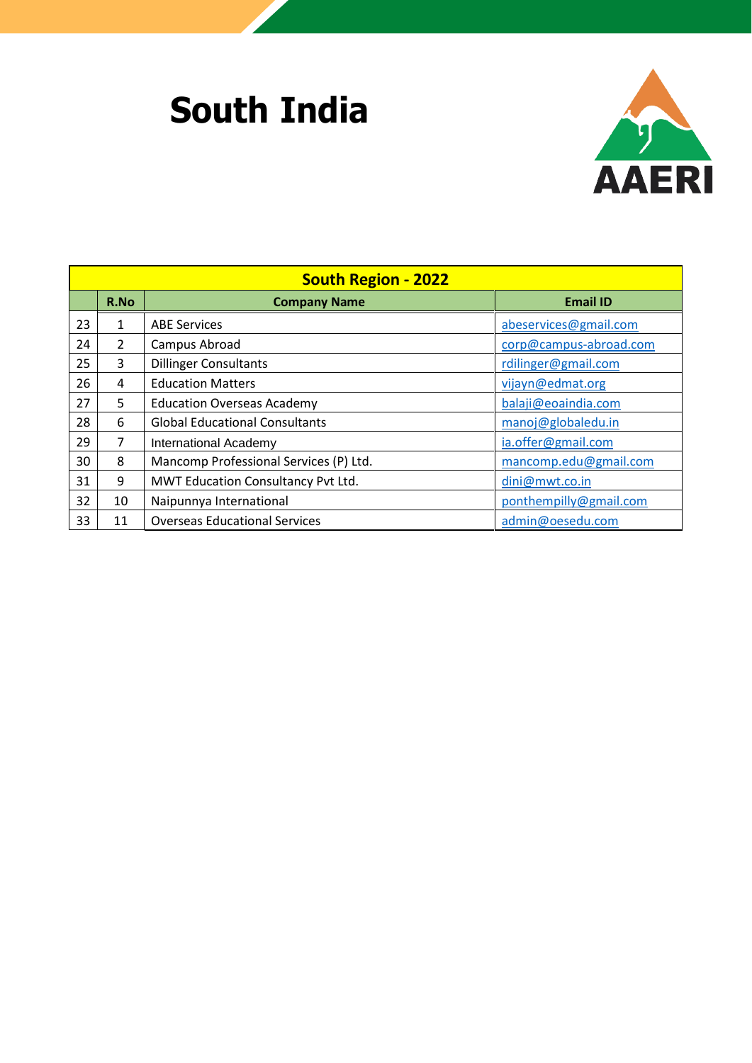# South India

AAERI

| South Region - 2022 | | | |
|---|---|---|---|
| | R.No | Company Name | Email ID |
| 23 | 1 | ABE Services | abeservices@gmail.com |
| 24 | 2 | Campus Abroad | corp@campus-abroad.com |
| 25 | 3 | Dillinger Consultants | rdilinger@gmail.com |
| 26 | 4 | Education Matters | vijayn@edmat.org |
| 27 | 5 | Education Overseas Academy | balaji@eoaindia.com |
| 28 | 6 | Global Educational Consultants | manoj@globaledu.in |
| 29 | 7 | International Academy | ia.offer@gmail.com |
| 30 | 8 | Mancomp Professional Services (P) Ltd. | mancomp.edu@gmail.com |
| 31 | 9 | MWT Education Consultancy Pvt Ltd. | dini@mwt.co.in |
| 32 | 10 | Naipunnya International | ponthempilly@gmail.com |
| 33 | 11 | Overseas Educational Services | admin@oesedu.com |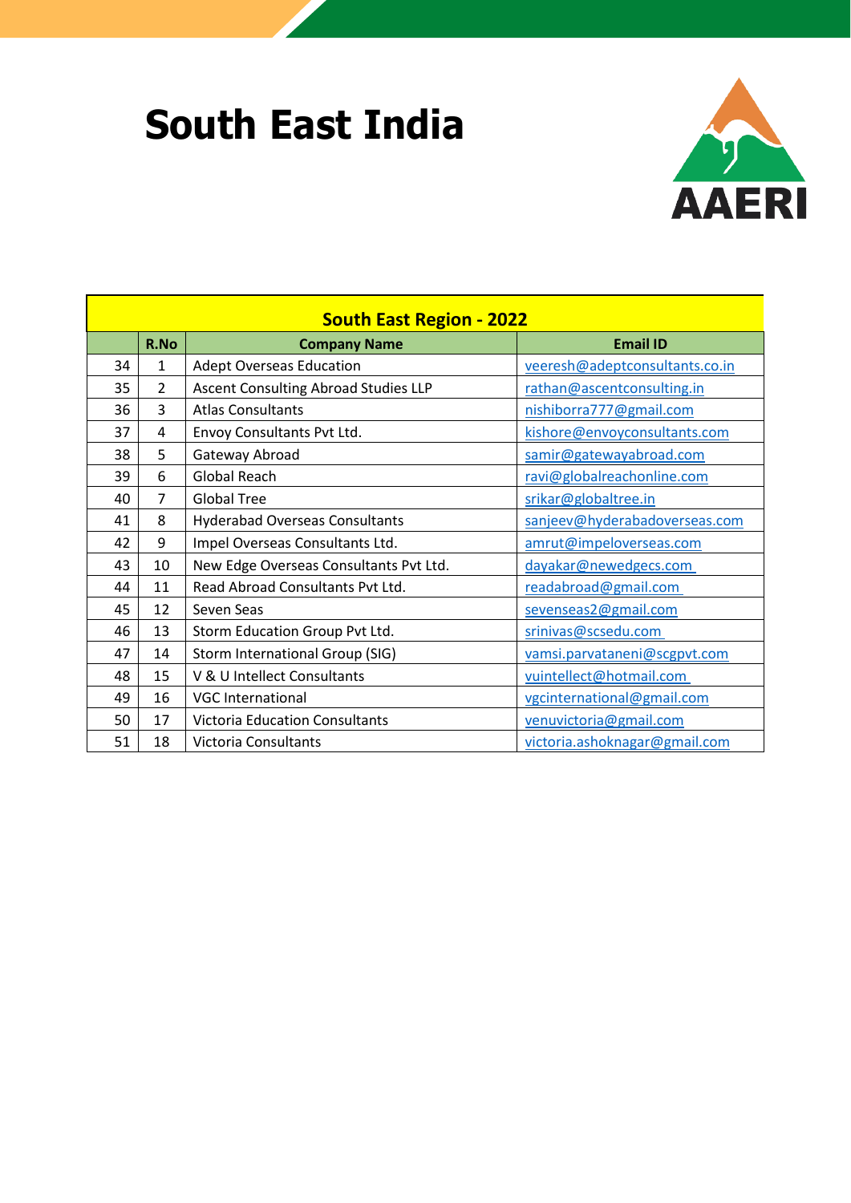# South East India

AAERI

| South East Region - 2022 | | | |
|---|---|---|---|
| | R.No | Company Name | Email ID |
| 34 | 1 | Adept Overseas Education | veeresh@adeptconsultants.co.in |
| 35 | 2 | Ascent Consulting Abroad Studies LLP | rathan@ascentconsulting.in |
| 36 | 3 | Atlas Consultants | nishiborra777@gmail.com |
| 37 | 4 | Envoy Consultants Pvt Ltd. | kishore@envoyconsultants.com |
| 38 | 5 | Gateway Abroad | samir@gatewayabroad.com |
| 39 | 6 | Global Reach | ravi@globalreachonline.com |
| 40 | 7 | Global Tree | srikar@globaltree.in |
| 41 | 8 | Hyderabad Overseas Consultants | sanjeev@hyderabadoverseas.com |
| 42 | 9 | Impel Overseas Consultants Ltd. | amrut@impeloverseas.com |
| 43 | 10 | New Edge Overseas Consultants Pvt Ltd. | dayakar@newedgecs.com |
| 44 | 11 | Read Abroad Consultants Pvt Ltd. | readabroad@gmail.com |
| 45 | 12 | Seven Seas | sevenseas2@gmail.com |
| 46 | 13 | Storm Education Group Pvt Ltd. | srinivas@scsedu.com |
| 47 | 14 | Storm International Group (SIG) | vamsi.parvataneni@scgpvt.com |
| 48 | 15 | V & U Intellect Consultants | vuintellect@hotmail.com |
| 49 | 16 | VGC International | vgcinternational@gmail.com |
| 50 | 17 | Victoria Education Consultants | venuvictoria@gmail.com |
| 51 | 18 | Victoria Consultants | victoria.ashoknagar@gmail.com |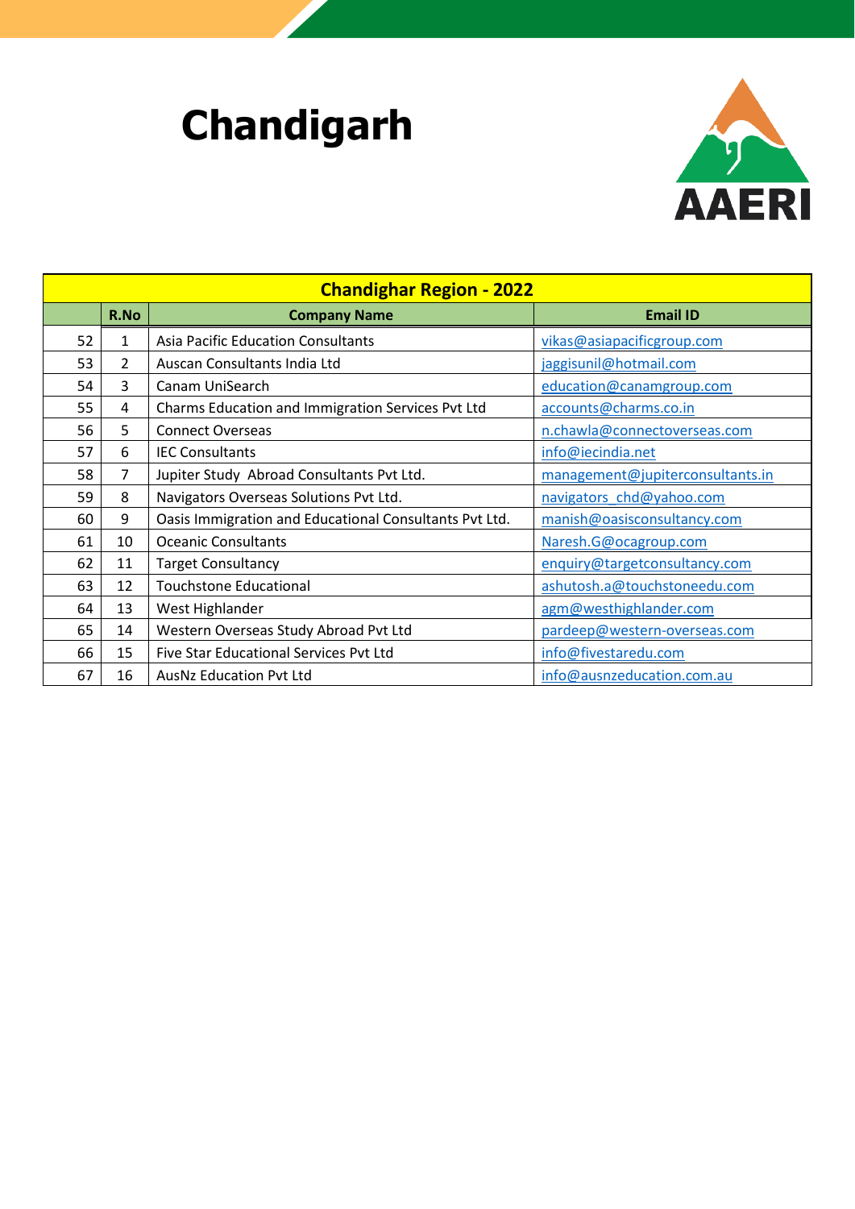# Chandigarh

AAERI

| Chandighar Region - 2022 | | | |
|---|---|---|---|
| | R.No | Company Name | Email ID |
| 52 | 1 | Asia Pacific Education Consultants | vikas@asiapacificgroup.com |
| 53 | 2 | Auscan Consultants India Ltd | jaggisunil@hotmail.com |
| 54 | 3 | Canam UniSearch | education@canamgroup.com |
| 55 | 4 | Charms Education and Immigration Services Pvt Ltd | accounts@charms.co.in |
| 56 | 5 | Connect Overseas | n.chawla@connectoverseas.com |
| 57 | 6 | IEC Consultants | info@iecindia.net |
| 58 | 7 | Jupiter Study Abroad Consultants Pvt Ltd. | management@jupiterconsultants.in |
| 59 | 8 | Navigators Overseas Solutions Pvt Ltd. | navigators_chd@yahoo.com |
| 60 | 9 | Oasis Immigration and Educational Consultants Pvt Ltd. | manish@oasisconsultancy.com |
| 61 | 10 | Oceanic Consultants | Naresh.G@ocagroup.com |
| 62 | 11 | Target Consultancy | enquiry@targetconsultancy.com |
| 63 | 12 | Touchstone Educational | ashutosh.a@touchstoneedu.com |
| 64 | 13 | West Highlander | agm@westhighlander.com |
| 65 | 14 | Western Overseas Study Abroad Pvt Ltd | pardeep@western-overseas.com |
| 66 | 15 | Five Star Educational Services Pvt Ltd | info@fivestaredu.com |
| 67 | 16 | AusNz Education Pvt Ltd | info@ausnzeducation.com.au |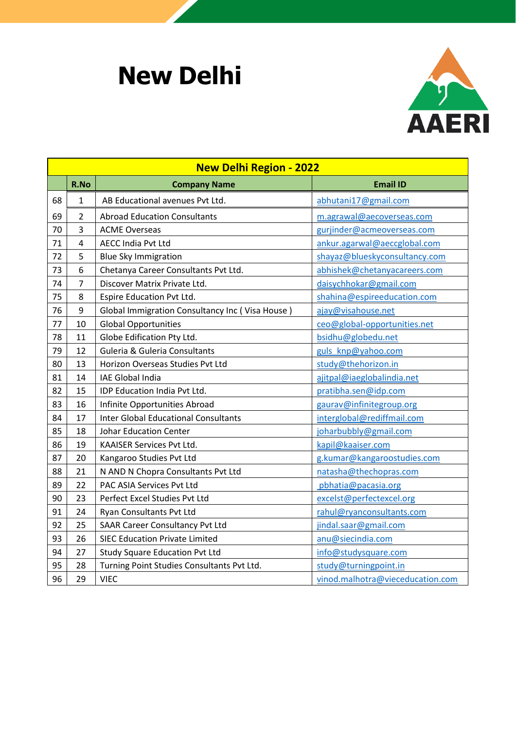# New Delhi

AAERI

| New Delhi Region - 2022 | | | |
|---|---|---|---|
| | R.No | Company Name | Email ID |
| 68 | 1 | AB Educational avenues Pvt Ltd. | abhutani17@gmail.com |
| 69 | 2 | Abroad Education Consultants | m.agrawal@aecoverseas.com |
| 70 | 3 | ACME Overseas | gurjinder@acmeoverseas.com |
| 71 | 4 | AECC India Pvt Ltd | ankur.agarwal@aeccglobal.com |
| 72 | 5 | Blue Sky Immigration | shayaz@blueskyconsultancy.com |
| 73 | 6 | Chetanya Career Consultants Pvt Ltd. | abhishek@chetanyacareers.com |
| 74 | 7 | Discover Matrix Private Ltd. | daisychhokar@gmail.com |
| 75 | 8 | Espire Education Pvt Ltd. | shahina@espireeducation.com |
| 76 | 9 | Global Immigration Consultancy Inc ( Visa House ) | ajay@visahouse.net |
| 77 | 10 | Global Opportunities | ceo@global-opportunities.net |
| 78 | 11 | Globe Edification Pty Ltd. | bsidhu@globedu.net |
| 79 | 12 | Guleria & Guleria Consultants | guls_knp@yahoo.com |
| 80 | 13 | Horizon Overseas Studies Pvt Ltd | study@thehorizon.in |
| 81 | 14 | IAE Global India | ajitpal@iaeglobalindia.net |
| 82 | 15 | IDP Education India Pvt Ltd. | pratibha.sen@idp.com |
| 83 | 16 | Infinite Opportunities Abroad | gaurav@infinitegroup.org |
| 84 | 17 | Inter Global Educational Consultants | interglobal@rediffmail.com |
| 85 | 18 | Johar Education Center | joharbubbly@gmail.com |
| 86 | 19 | KAAISER Services Pvt Ltd. | kapil@kaaiser.com |
| 87 | 20 | Kangaroo Studies Pvt Ltd | g.kumar@kangaroostudies.com |
| 88 | 21 | N AND N Chopra Consultants Pvt Ltd | natasha@thechopras.com |
| 89 | 22 | PAC ASIA Services Pvt Ltd | pbhatia@pacasia.org |
| 90 | 23 | Perfect Excel Studies Pvt Ltd | excelst@perfectexcel.org |
| 91 | 24 | Ryan Consultants Pvt Ltd | rahul@ryanconsultants.com |
| 92 | 25 | SAAR Career Consultancy Pvt Ltd | jindal.saar@gmail.com |
| 93 | 26 | SIEC Education Private Limited | anu@siecindia.com |
| 94 | 27 | Study Square Education Pvt Ltd | info@studysquare.com |
| 95 | 28 | Turning Point Studies Consultants Pvt Ltd. | study@turningpoint.in |
| 96 | 29 | VIEC | vinod.malhotra@vieceducation.com |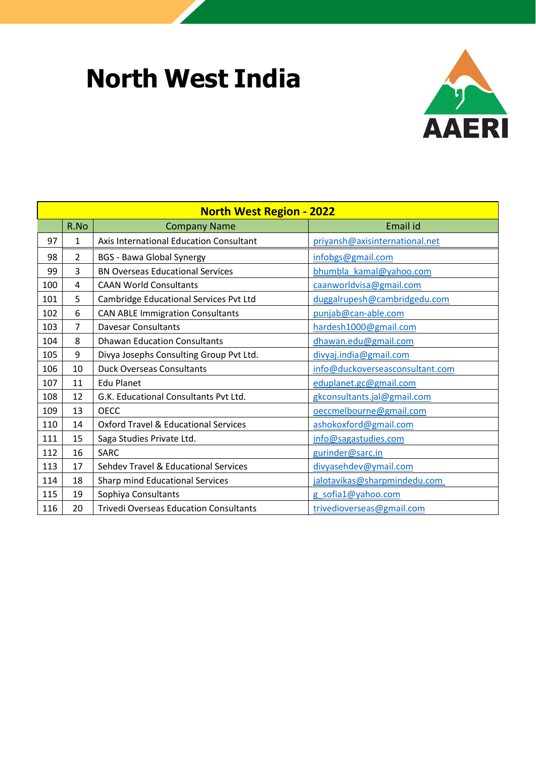# North West India

AAERI

| North West Region - 2022 | | | |
|---|---|---|---|
| | R.No | Company Name | Email id |
| 97 | 1 | Axis International Education Consultant | priyansh@axisinternational.net |
| 98 | 2 | BGS - Bawa Global Synergy | infobgs@gmail.com |
| 99 | 3 | BN Overseas Educational Services | bhumbla_kamal@yahoo.com |
| 100 | 4 | CAAN World Consultants | caanworldvisa@gmail.com |
| 101 | 5 | Cambridge Educational Services Pvt Ltd | duggalrupesh@cambridgedu.com |
| 102 | 6 | CAN ABLE Immigration Consultants | punjab@can-able.com |
| 103 | 7 | Davesar Consultants | hardesh1000@gmail.com |
| 104 | 8 | Dhawan Education Consultants | dhawan.edu@gmail.com |
| 105 | 9 | Divya Josephs Consulting Group Pvt Ltd. | divyaj.india@gmail.com |
| 106 | 10 | Duck Overseas Consultants | info@duckoverseasconsultant.com |
| 107 | 11 | Edu Planet | eduplanet.gc@gmail.com |
| 108 | 12 | G.K. Educational Consultants Pvt Ltd. | gkconsultants.jal@gmail.com |
| 109 | 13 | OECC | oeccmelbourne@gmail.com |
| 110 | 14 | Oxford Travel & Educational Services | ashokoxford@gmail.com |
| 111 | 15 | Saga Studies Private Ltd. | info@sagastudies.com |
| 112 | 16 | SARC | gurinder@sarc.in |
| 113 | 17 | Sehdev Travel & Educational Services | divyasehdev@ymail.com |
| 114 | 18 | Sharp mind Educational Services | jalotavikas@sharpmindedu.com |
| 115 | 19 | Sophiya Consultants | g_sofia1@yahoo.com |
| 116 | 20 | Trivedi Overseas Education Consultants | trivedioverseas@gmail.com |